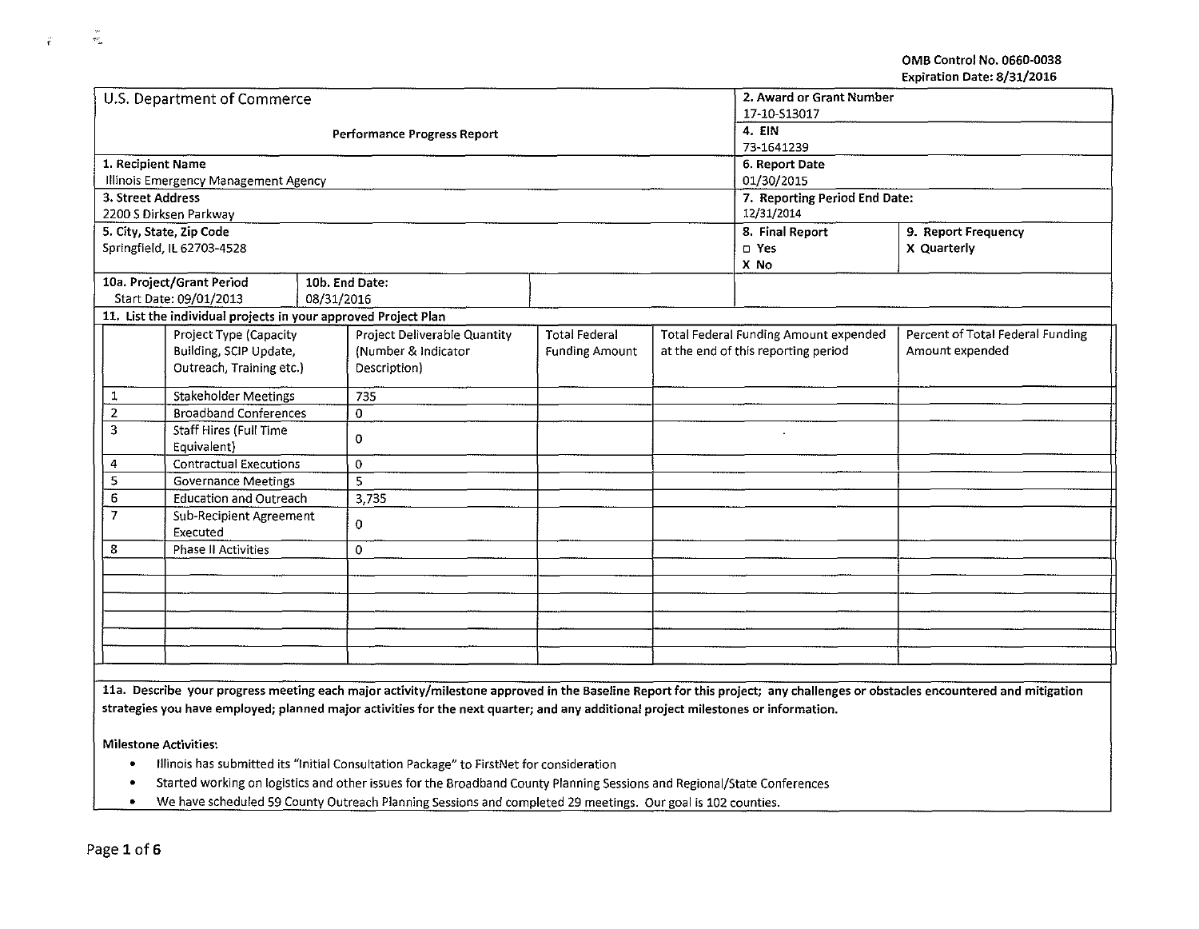OMB Control No. 0660-0038
Expiration Date: 8/31/2016

| U.S. Department of Commerce | 2. Award or Grant Number |
|---|---|
| | 17-10-S13017 |
| Performance Progress Report | 4. EIN |
| | 73-1641239 |
| 1. Recipient Name | 6. Report Date |
| Illinois Emergency Management Agency | 01/30/2015 |
| 3. Street Address | 7. Reporting Period End Date: |
| 2200 S Dirksen Parkway | 12/31/2014 |
| 5. City, State, Zip Code | 8. Final Report: ☐ Yes / X No — 9. Report Frequency: X Quarterly |
| Springfield, IL 62703-4528 | |
| 10a. Project/Grant Period Start Date: 09/01/2013 — 10b. End Date: 08/31/2016 | |

**11. List the individual projects in your approved Project Plan**

| | Project Type (Capacity Building, SCIP Update, Outreach, Training etc.) | Project Deliverable Quantity (Number & Indicator Description) | Total Federal Funding Amount | Total Federal Funding Amount expended at the end of this reporting period | Percent of Total Federal Funding Amount expended |
|---|---|---|---|---|---|
| 1 | Stakeholder Meetings | 735 | | | |
| 2 | Broadband Conferences | 0 | | | |
| 3 | Staff Hires (Full Time Equivalent) | 0 | | | |
| 4 | Contractual Executions | 0 | | | |
| 5 | Governance Meetings | 5 | | | |
| 6 | Education and Outreach | 3,735 | | | |
| 7 | Sub-Recipient Agreement Executed | 0 | | | |
| 8 | Phase II Activities | 0 | | | |

**11a. Describe your progress meeting each major activity/milestone approved in the Baseline Report for this project; any challenges or obstacles encountered and mitigation strategies you have employed; planned major activities for the next quarter; and any additional project milestones or information.**

Milestone Activities:

- Illinois has submitted its "Initial Consultation Package" to FirstNet for consideration
- Started working on logistics and other issues for the Broadband County Planning Sessions and Regional/State Conferences
- We have scheduled 59 County Outreach Planning Sessions and completed 29 meetings. Our goal is 102 counties.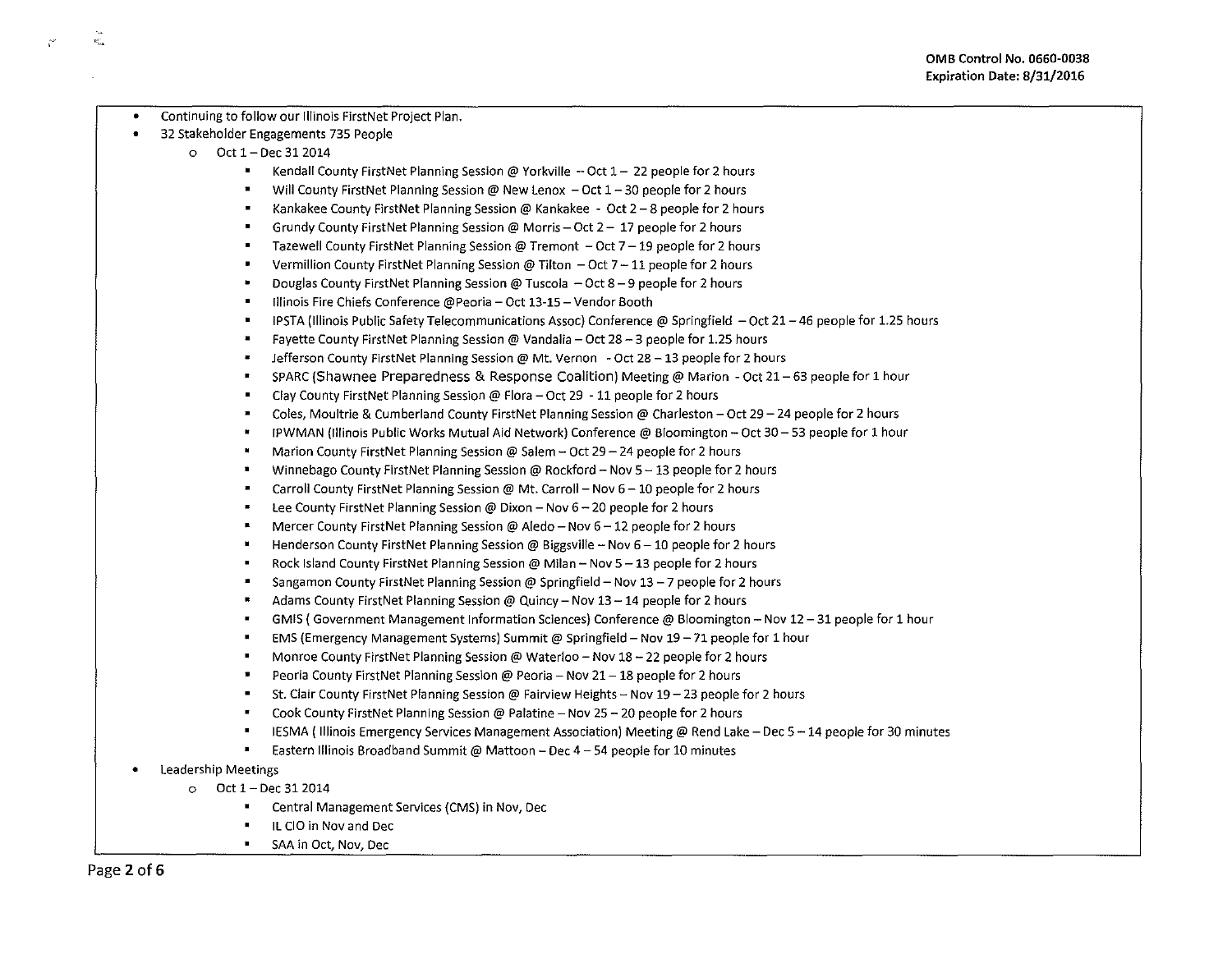- Continuing to follow our Illinois FirstNet Project Plan.
- 32 Stakeholder Engagements 735 People
  - Oct 1 – Dec 31 2014
    - Kendall County FirstNet Planning Session @ Yorkville – Oct 1 – 22 people for 2 hours
    - Will County FirstNet Planning Session @ New Lenox – Oct 1 – 30 people for 2 hours
    - Kankakee County FirstNet Planning Session @ Kankakee - Oct 2 – 8 people for 2 hours
    - Grundy County FirstNet Planning Session @ Morris – Oct 2 – 17 people for 2 hours
    - Tazewell County FirstNet Planning Session @ Tremont – Oct 7 – 19 people for 2 hours
    - Vermillion County FirstNet Planning Session @ Tilton – Oct 7 – 11 people for 2 hours
    - Douglas County FirstNet Planning Session @ Tuscola – Oct 8 – 9 people for 2 hours
    - Illinois Fire Chiefs Conference @Peoria – Oct 13-15 – Vendor Booth
    - IPSTA (Illinois Public Safety Telecommunications Assoc) Conference @ Springfield – Oct 21 – 46 people for 1.25 hours
    - Fayette County FirstNet Planning Session @ Vandalia – Oct 28 – 3 people for 1.25 hours
    - Jefferson County FirstNet Planning Session @ Mt. Vernon - Oct 28 – 13 people for 2 hours
    - SPARC (Shawnee Preparedness & Response Coalition) Meeting @ Marion - Oct 21 – 63 people for 1 hour
    - Clay County FirstNet Planning Session @ Flora – Oct 29 - 11 people for 2 hours
    - Coles, Moultrie & Cumberland County FirstNet Planning Session @ Charleston – Oct 29 – 24 people for 2 hours
    - IPWMAN (Illinois Public Works Mutual Aid Network) Conference @ Bloomington – Oct 30 – 53 people for 1 hour
    - Marion County FirstNet Planning Session @ Salem – Oct 29 – 24 people for 2 hours
    - Winnebago County FirstNet Planning Session @ Rockford – Nov 5 – 13 people for 2 hours
    - Carroll County FirstNet Planning Session @ Mt. Carroll – Nov 6 – 10 people for 2 hours
    - Lee County FirstNet Planning Session @ Dixon – Nov 6 – 20 people for 2 hours
    - Mercer County FirstNet Planning Session @ Aledo – Nov 6 – 12 people for 2 hours
    - Henderson County FirstNet Planning Session @ Biggsville – Nov 6 – 10 people for 2 hours
    - Rock Island County FirstNet Planning Session @ Milan – Nov 5 – 13 people for 2 hours
    - Sangamon County FirstNet Planning Session @ Springfield – Nov 13 – 7 people for 2 hours
    - Adams County FirstNet Planning Session @ Quincy – Nov 13 – 14 people for 2 hours
    - GMIS ( Government Management Information Sciences) Conference @ Bloomington – Nov 12 – 31 people for 1 hour
    - EMS (Emergency Management Systems) Summit @ Springfield – Nov 19 – 71 people for 1 hour
    - Monroe County FirstNet Planning Session @ Waterloo – Nov 18 – 22 people for 2 hours
    - Peoria County FirstNet Planning Session @ Peoria – Nov 21 – 18 people for 2 hours
    - St. Clair County FirstNet Planning Session @ Fairview Heights – Nov 19 – 23 people for 2 hours
    - Cook County FirstNet Planning Session @ Palatine – Nov 25 – 20 people for 2 hours
    - IESMA ( Illinois Emergency Services Management Association) Meeting @ Rend Lake – Dec 5 – 14 people for 30 minutes
    - Eastern Illinois Broadband Summit @ Mattoon – Dec 4 – 54 people for 10 minutes
- Leadership Meetings
  - Oct 1 – Dec 31 2014
    - Central Management Services (CMS) in Nov, Dec
    - IL CIO in Nov and Dec
    - SAA in Oct, Nov, Dec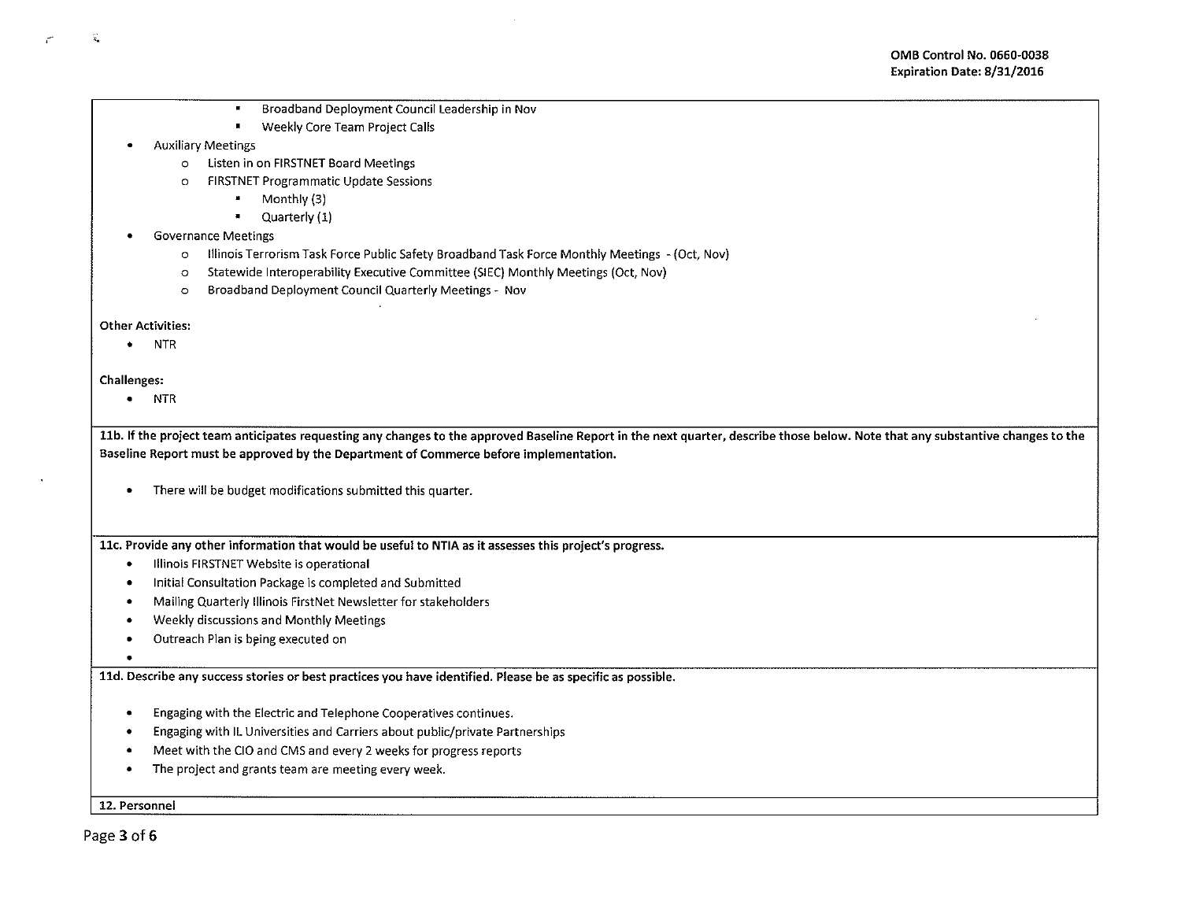- Broadband Deployment Council Leadership in Nov
- Weekly Core Team Project Calls

- Auxiliary Meetings
  - Listen in on FIRSTNET Board Meetings
  - FIRSTNET Programmatic Update Sessions
    - Monthly (3)
    - Quarterly (1)
- Governance Meetings
  - Illinois Terrorism Task Force Public Safety Broadband Task Force Monthly Meetings - (Oct, Nov)
  - Statewide Interoperability Executive Committee (SIEC) Monthly Meetings (Oct, Nov)
  - Broadband Deployment Council Quarterly Meetings - Nov

**Other Activities:**

- NTR

**Challenges:**

- NTR

**11b. If the project team anticipates requesting any changes to the approved Baseline Report in the next quarter, describe those below. Note that any substantive changes to the Baseline Report must be approved by the Department of Commerce before implementation.**

- There will be budget modifications submitted this quarter.

**11c. Provide any other information that would be useful to NTIA as it assesses this project's progress.**

- Illinois FIRSTNET Website is operational
- Initial Consultation Package is completed and Submitted
- Mailing Quarterly Illinois FirstNet Newsletter for stakeholders
- Weekly discussions and Monthly Meetings
- Outreach Plan is being executed on
-

**11d. Describe any success stories or best practices you have identified. Please be as specific as possible.**

- Engaging with the Electric and Telephone Cooperatives continues.
- Engaging with IL Universities and Carriers about public/private Partnerships
- Meet with the CIO and CMS and every 2 weeks for progress reports
- The project and grants team are meeting every week.

**12. Personnel**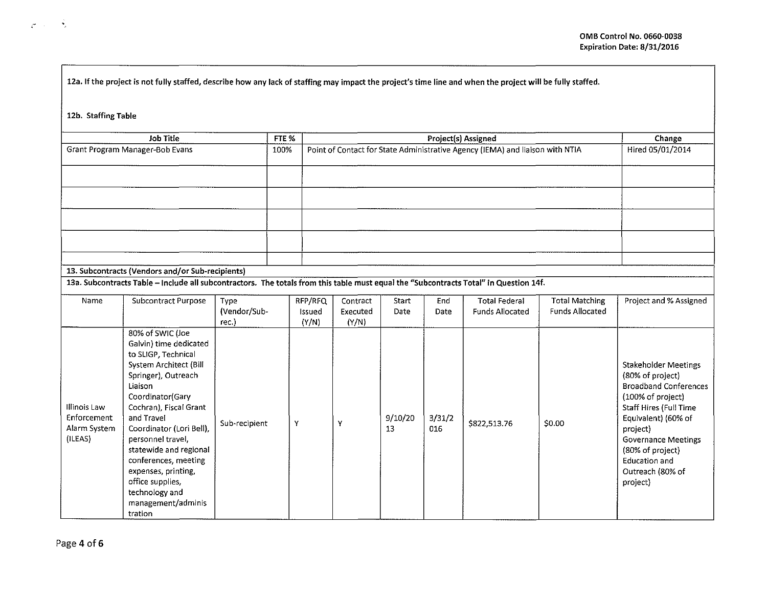OMB Control No. 0660-0038
Expiration Date: 8/31/2016

12a. If the project is not fully staffed, describe how any lack of staffing may impact the project's time line and when the project will be fully staffed.

12b. Staffing Table

| Job Title | FTE % | Project(s) Assigned | Change |
|---|---|---|---|
| Grant Program Manager-Bob Evans | 100% | Point of Contact for State Administrative Agency (IEMA) and liaison with NTIA | Hired 05/01/2014 |
| | | | |
| | | | |
| | | | |
| | | | |
| | | | |

13. Subcontracts (Vendors and/or Sub-recipients)

13a. Subcontracts Table – Include all subcontractors. The totals from this table must equal the "Subcontracts Total" in Question 14f.

| Name | Subcontract Purpose | Type (Vendor/Sub-rec.) | RFP/RFQ Issued (Y/N) | Contract Executed (Y/N) | Start Date | End Date | Total Federal Funds Allocated | Total Matching Funds Allocated | Project and % Assigned |
|---|---|---|---|---|---|---|---|---|---|
| Illinois Law Enforcement Alarm System (ILEAS) | 80% of SWIC (Joe Galvin) time dedicated to SLIGP, Technical System Architect (Bill Springer), Outreach Liaison Coordinator(Gary Cochran), Fiscal Grant and Travel Coordinator (Lori Bell), personnel travel, statewide and regional conferences, meeting expenses, printing, office supplies, technology and management/administration | Sub-recipient | Y | Y | 9/10/2013 | 3/31/2016 | $822,513.76 | $0.00 | Stakeholder Meetings (80% of project) Broadband Conferences (100% of project) Staff Hires (Full Time Equivalent) (60% of project) Governance Meetings (80% of project) Education and Outreach (80% of project) |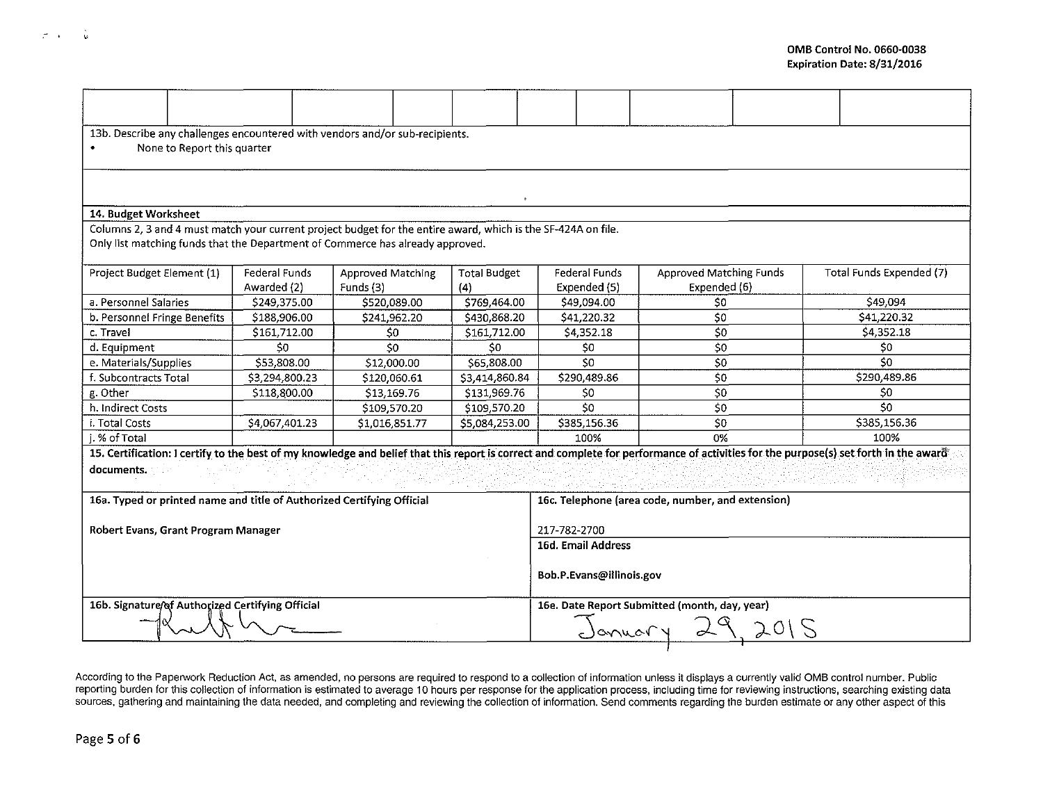OMB Control No. 0660-0038
Expiration Date: 8/31/2016

| | | | | | | | | | | |
|---|---|---|---|---|---|---|---|---|---|---|
| | | | | | | | | | | |

13b. Describe any challenges encountered with vendors and/or sub-recipients.

- None to Report this quarter

## 14. Budget Worksheet

Columns 2, 3 and 4 must match your current project budget for the entire award, which is the SF-424A on file.
Only list matching funds that the Department of Commerce has already approved.

| Project Budget Element (1) | Federal Funds Awarded (2) | Approved Matching Funds (3) | Total Budget (4) | Federal Funds Expended (5) | Approved Matching Funds Expended (6) | Total Funds Expended (7) |
|---|---|---|---|---|---|---|
| a. Personnel Salaries | $249,375.00 | $520,089.00 | $769,464.00 | $49,094.00 | $0 | $49,094 |
| b. Personnel Fringe Benefits | $188,906.00 | $241,962.20 | $430,868.20 | $41,220.32 | $0 | $41,220.32 |
| c. Travel | $161,712.00 | $0 | $161,712.00 | $4,352.18 | $0 | $4,352.18 |
| d. Equipment | $0 | $0 | $0 | $0 | $0 | $0 |
| e. Materials/Supplies | $53,808.00 | $12,000.00 | $65,808.00 | $0 | $0 | $0 |
| f. Subcontracts Total | $3,294,800.23 | $120,060.61 | $3,414,860.84 | $290,489.86 | $0 | $290,489.86 |
| g. Other | $118,800.00 | $13,169.76 | $131,969.76 | $0 | $0 | $0 |
| h. Indirect Costs | | $109,570.20 | $109,570.20 | $0 | $0 | $0 |
| i. Total Costs | $4,067,401.23 | $1,016,851.77 | $5,084,253.00 | $385,156.36 | $0 | $385,156.36 |
| j. % of Total | | | | 100% | 0% | 100% |

**15. Certification: I certify to the best of my knowledge and belief that this report is correct and complete for performance of activities for the purpose(s) set forth in the award documents.**

| | |
|---|---|
| **16a. Typed or printed name and title of Authorized Certifying Official**<br><br>**Robert Evans, Grant Program Manager** | **16c. Telephone (area code, number, and extension)**<br><br>217-782-2700 |
| | **16d. Email Address**<br><br>**Bob.P.Evans@illinois.gov** |
| **16b. Signature of Authorized Certifying Official**<br><br>[Signature] | **16e. Date Report Submitted (month, day, year)**<br><br>January 29, 2015 |

According to the Paperwork Reduction Act, as amended, no persons are required to respond to a collection of information unless it displays a currently valid OMB control number. Public reporting burden for this collection of information is estimated to average 10 hours per response for the application process, including time for reviewing instructions, searching existing data sources, gathering and maintaining the data needed, and completing and reviewing the collection of information. Send comments regarding the burden estimate or any other aspect of this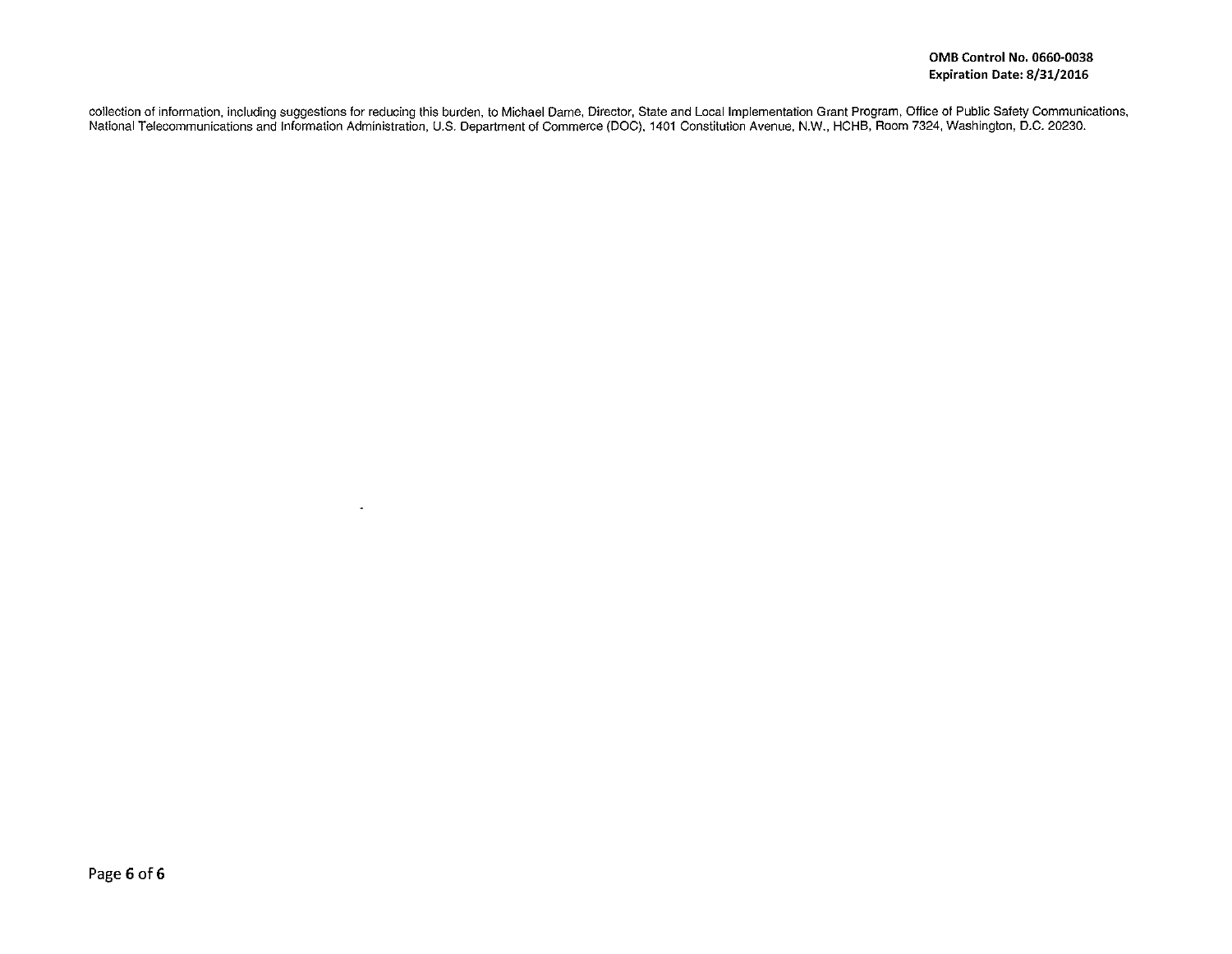collection of information, including suggestions for reducing this burden, to Michael Dame, Director, State and Local Implementation Grant Program, Office of Public Safety Communications, National Telecommunications and Information Administration, U.S. Department of Commerce (DOC), 1401 Constitution Avenue, N.W., HCHB, Room 7324, Washington, D.C. 20230.